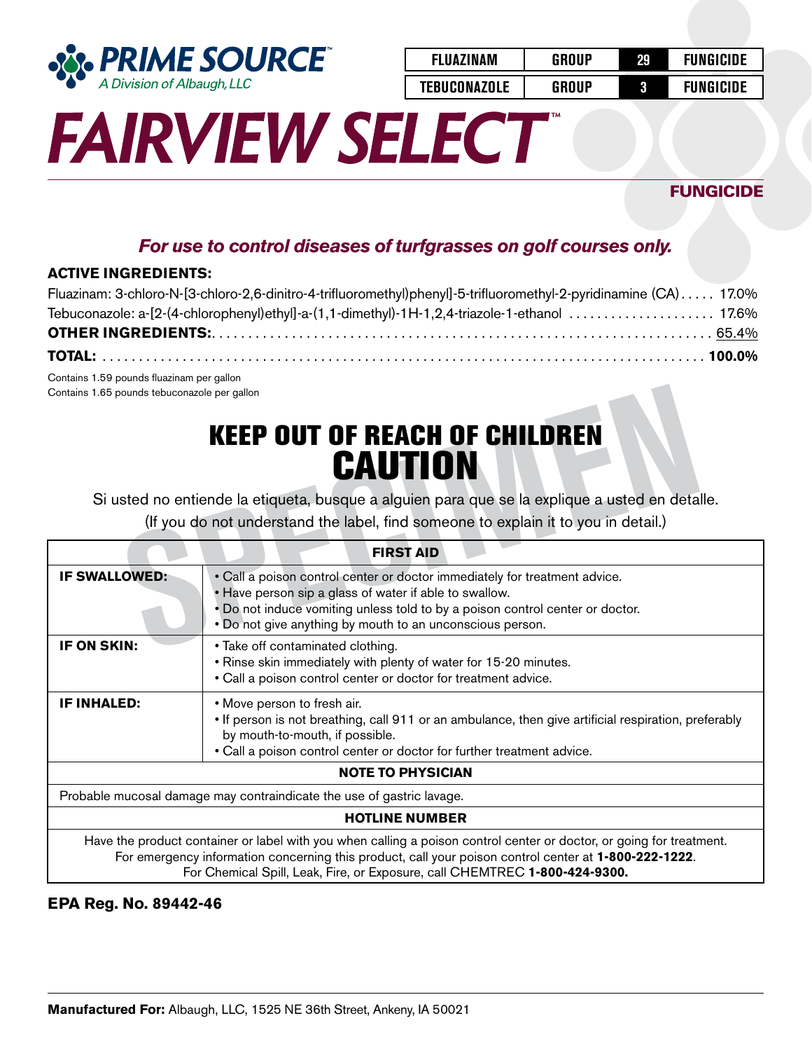**PRIME SOURCE™**
*A Division of Albaugh, LLC*

| FLUAZINAM | GROUP | 29 | FUNGICIDE |
|---|---|---|---|
| TEBUCONAZOLE | GROUP | 3 | FUNGICIDE |

# FAIRVIEW SELECT™

**FUNGICIDE**

***For use to control diseases of turfgrasses on golf courses only.***

**ACTIVE INGREDIENTS:**

Fluazinam: 3-chloro-N-[3-chloro-2,6-dinitro-4-trifluoromethyl)phenyl]-5-trifluoromethyl-2-pyridinamine (CA) ..... 17.0%
Tebuconazole: a-[2-(4-chlorophenyl)ethyl]-a-(1,1-dimethyl)-1H-1,2,4-triazole-1-ethanol ..... 17.6%
**OTHER INGREDIENTS:** ..... 65.4%
**TOTAL:** ..... **100.0%**

Contains 1.59 pounds fluazinam per gallon
Contains 1.65 pounds tebuconazole per gallon

## KEEP OUT OF REACH OF CHILDREN
## CAUTION

Si usted no entiende la etiqueta, busque a alguien para que se la explique a usted en detalle.
(If you do not understand the label, find someone to explain it to you in detail.)

| FIRST AID | |
|---|---|
| **IF SWALLOWED:** | • Call a poison control center or doctor immediately for treatment advice.<br>• Have person sip a glass of water if able to swallow.<br>• Do not induce vomiting unless told to by a poison control center or doctor.<br>• Do not give anything by mouth to an unconscious person. |
| **IF ON SKIN:** | • Take off contaminated clothing.<br>• Rinse skin immediately with plenty of water for 15-20 minutes.<br>• Call a poison control center or doctor for treatment advice. |
| **IF INHALED:** | • Move person to fresh air.<br>• If person is not breathing, call 911 or an ambulance, then give artificial respiration, preferably by mouth-to-mouth, if possible.<br>• Call a poison control center or doctor for further treatment advice. |
| **NOTE TO PHYSICIAN** | |
| Probable mucosal damage may contraindicate the use of gastric lavage. | |
| **HOTLINE NUMBER** | |
| Have the product container or label with you when calling a poison control center or doctor, or going for treatment. For emergency information concerning this product, call your poison control center at **1-800-222-1222**. For Chemical Spill, Leak, Fire, or Exposure, call CHEMTREC **1-800-424-9300.** | |

**EPA Reg. No. 89442-46**

**Manufactured For:** Albaugh, LLC, 1525 NE 36th Street, Ankeny, IA 50021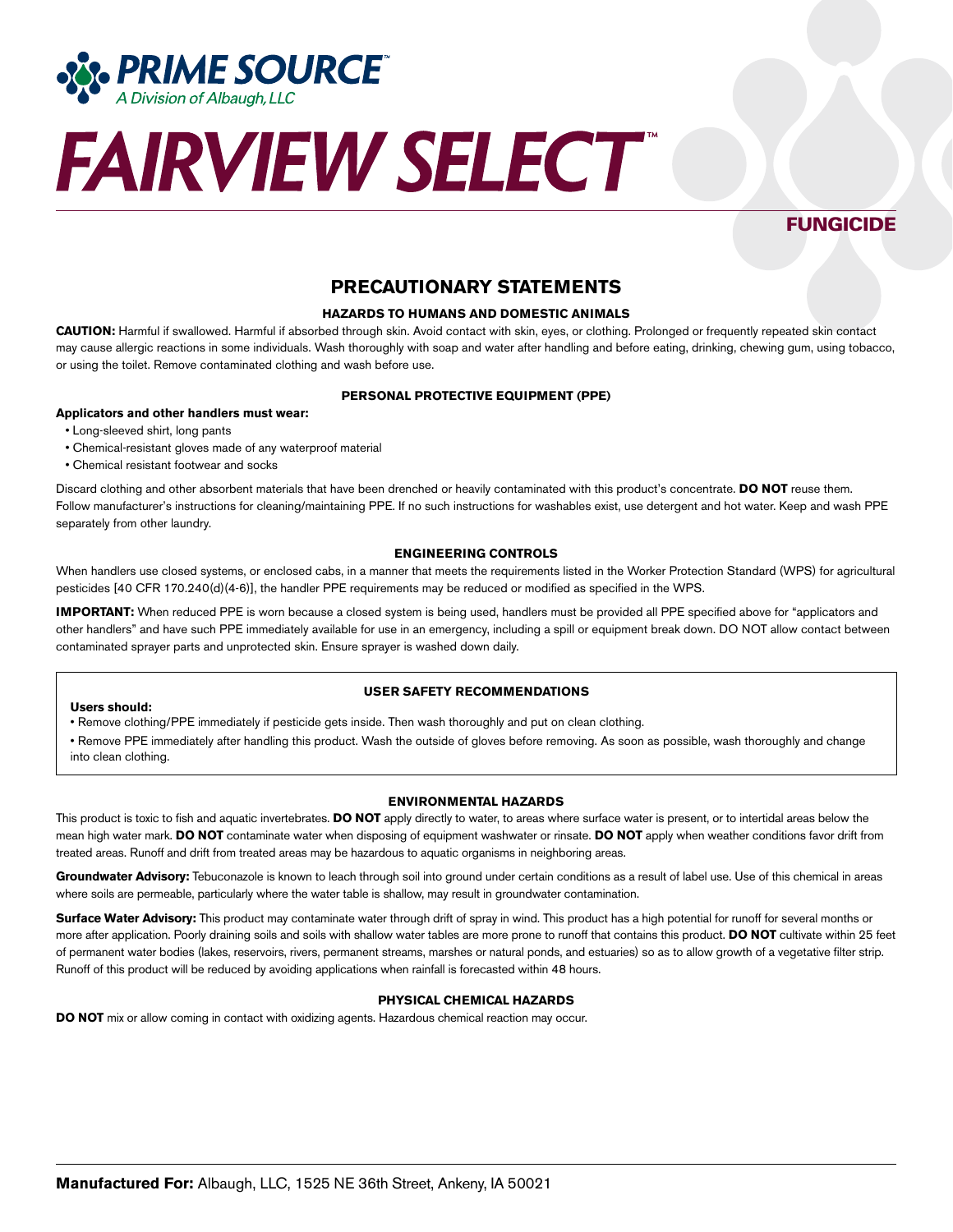**PRIME SOURCE™**
A Division of Albaugh, LLC

# FAIRVIEW SELECT™

**FUNGICIDE**

## PRECAUTIONARY STATEMENTS

### HAZARDS TO HUMANS AND DOMESTIC ANIMALS

**CAUTION:** Harmful if swallowed. Harmful if absorbed through skin. Avoid contact with skin, eyes, or clothing. Prolonged or frequently repeated skin contact may cause allergic reactions in some individuals. Wash thoroughly with soap and water after handling and before eating, drinking, chewing gum, using tobacco, or using the toilet. Remove contaminated clothing and wash before use.

### PERSONAL PROTECTIVE EQUIPMENT (PPE)

**Applicators and other handlers must wear:**

- Long-sleeved shirt, long pants
- Chemical-resistant gloves made of any waterproof material
- Chemical resistant footwear and socks

Discard clothing and other absorbent materials that have been drenched or heavily contaminated with this product's concentrate. **DO NOT** reuse them. Follow manufacturer's instructions for cleaning/maintaining PPE. If no such instructions for washables exist, use detergent and hot water. Keep and wash PPE separately from other laundry.

### ENGINEERING CONTROLS

When handlers use closed systems, or enclosed cabs, in a manner that meets the requirements listed in the Worker Protection Standard (WPS) for agricultural pesticides [40 CFR 170.240(d)(4-6)], the handler PPE requirements may be reduced or modified as specified in the WPS.

**IMPORTANT:** When reduced PPE is worn because a closed system is being used, handlers must be provided all PPE specified above for "applicators and other handlers" and have such PPE immediately available for use in an emergency, including a spill or equipment break down. DO NOT allow contact between contaminated sprayer parts and unprotected skin. Ensure sprayer is washed down daily.

### USER SAFETY RECOMMENDATIONS

**Users should:**

- Remove clothing/PPE immediately if pesticide gets inside. Then wash thoroughly and put on clean clothing.
- Remove PPE immediately after handling this product. Wash the outside of gloves before removing. As soon as possible, wash thoroughly and change into clean clothing.

### ENVIRONMENTAL HAZARDS

This product is toxic to fish and aquatic invertebrates. **DO NOT** apply directly to water, to areas where surface water is present, or to intertidal areas below the mean high water mark. **DO NOT** contaminate water when disposing of equipment washwater or rinsate. **DO NOT** apply when weather conditions favor drift from treated areas. Runoff and drift from treated areas may be hazardous to aquatic organisms in neighboring areas.

**Groundwater Advisory:** Tebuconazole is known to leach through soil into ground under certain conditions as a result of label use. Use of this chemical in areas where soils are permeable, particularly where the water table is shallow, may result in groundwater contamination.

**Surface Water Advisory:** This product may contaminate water through drift of spray in wind. This product has a high potential for runoff for several months or more after application. Poorly draining soils and soils with shallow water tables are more prone to runoff that contains this product. **DO NOT** cultivate within 25 feet of permanent water bodies (lakes, reservoirs, rivers, permanent streams, marshes or natural ponds, and estuaries) so as to allow growth of a vegetative filter strip. Runoff of this product will be reduced by avoiding applications when rainfall is forecasted within 48 hours.

### PHYSICAL CHEMICAL HAZARDS

**DO NOT** mix or allow coming in contact with oxidizing agents. Hazardous chemical reaction may occur.

**Manufactured For:** Albaugh, LLC, 1525 NE 36th Street, Ankeny, IA 50021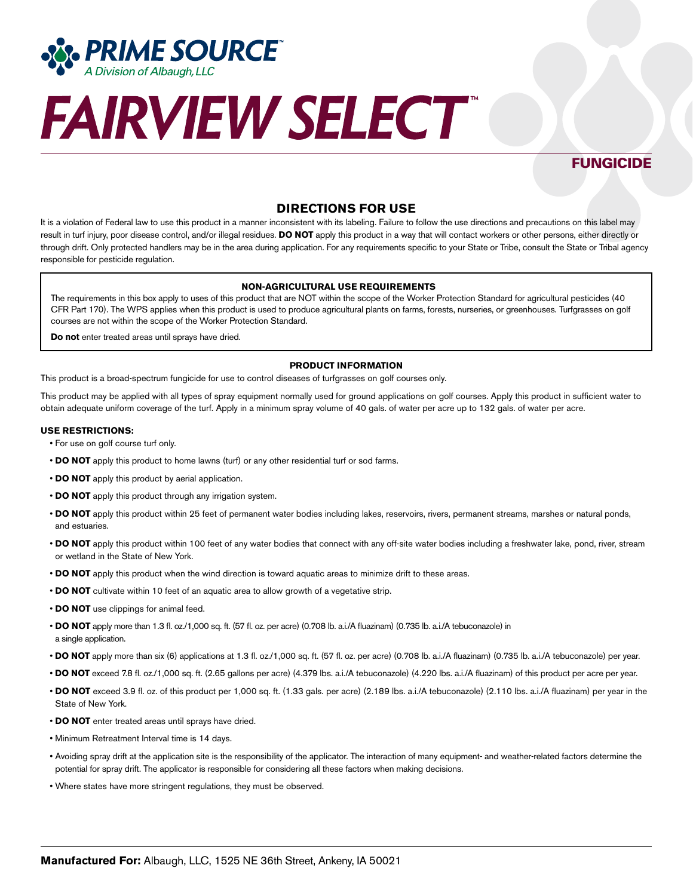# PRIME SOURCE™

*A Division of Albaugh, LLC*

# FAIRVIEW SELECT™

## FUNGICIDE

## DIRECTIONS FOR USE

It is a violation of Federal law to use this product in a manner inconsistent with its labeling. Failure to follow the use directions and precautions on this label may result in turf injury, poor disease control, and/or illegal residues. **DO NOT** apply this product in a way that will contact workers or other persons, either directly or through drift. Only protected handlers may be in the area during application. For any requirements specific to your State or Tribe, consult the State or Tribal agency responsible for pesticide regulation.

**NON-AGRICULTURAL USE REQUIREMENTS**

The requirements in this box apply to uses of this product that are NOT within the scope of the Worker Protection Standard for agricultural pesticides (40 CFR Part 170). The WPS applies when this product is used to produce agricultural plants on farms, forests, nurseries, or greenhouses. Turfgrasses on golf courses are not within the scope of the Worker Protection Standard.

**Do not** enter treated areas until sprays have dried.

**PRODUCT INFORMATION**

This product is a broad-spectrum fungicide for use to control diseases of turfgrasses on golf courses only.

This product may be applied with all types of spray equipment normally used for ground applications on golf courses. Apply this product in sufficient water to obtain adequate uniform coverage of the turf. Apply in a minimum spray volume of 40 gals. of water per acre up to 132 gals. of water per acre.

**USE RESTRICTIONS:**

- For use on golf course turf only.
- **DO NOT** apply this product to home lawns (turf) or any other residential turf or sod farms.
- **DO NOT** apply this product by aerial application.
- **DO NOT** apply this product through any irrigation system.
- **DO NOT** apply this product within 25 feet of permanent water bodies including lakes, reservoirs, rivers, permanent streams, marshes or natural ponds, and estuaries.
- **DO NOT** apply this product within 100 feet of any water bodies that connect with any off-site water bodies including a freshwater lake, pond, river, stream or wetland in the State of New York.
- **DO NOT** apply this product when the wind direction is toward aquatic areas to minimize drift to these areas.
- **DO NOT** cultivate within 10 feet of an aquatic area to allow growth of a vegetative strip.
- **DO NOT** use clippings for animal feed.
- **DO NOT** apply more than 1.3 fl. oz./1,000 sq. ft. (57 fl. oz. per acre) (0.708 lb. a.i./A fluazinam) (0.735 lb. a.i./A tebuconazole) in a single application.
- **DO NOT** apply more than six (6) applications at 1.3 fl. oz./1,000 sq. ft. (57 fl. oz. per acre) (0.708 lb. a.i./A fluazinam) (0.735 lb. a.i./A tebuconazole) per year.
- **DO NOT** exceed 7.8 fl. oz./1,000 sq. ft. (2.65 gallons per acre) (4.379 lbs. a.i./A tebuconazole) (4.220 lbs. a.i./A fluazinam) of this product per acre per year.
- **DO NOT** exceed 3.9 fl. oz. of this product per 1,000 sq. ft. (1.33 gals. per acre) (2.189 lbs. a.i./A tebuconazole) (2.110 lbs. a.i./A fluazinam) per year in the State of New York.
- **DO NOT** enter treated areas until sprays have dried.
- Minimum Retreatment Interval time is 14 days.
- Avoiding spray drift at the application site is the responsibility of the applicator. The interaction of many equipment- and weather-related factors determine the potential for spray drift. The applicator is responsible for considering all these factors when making decisions.
- Where states have more stringent regulations, they must be observed.

**Manufactured For:** Albaugh, LLC, 1525 NE 36th Street, Ankeny, IA 50021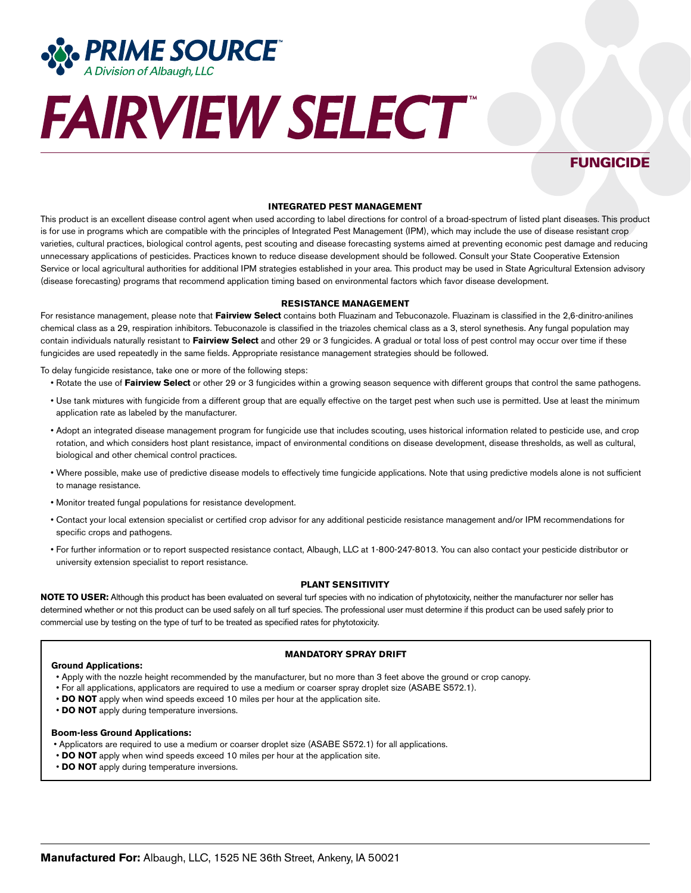**PRIME SOURCE**™
*A Division of Albaugh, LLC*

# FAIRVIEW SELECT™

## FUNGICIDE

### INTEGRATED PEST MANAGEMENT

This product is an excellent disease control agent when used according to label directions for control of a broad-spectrum of listed plant diseases. This product is for use in programs which are compatible with the principles of Integrated Pest Management (IPM), which may include the use of disease resistant crop varieties, cultural practices, biological control agents, pest scouting and disease forecasting systems aimed at preventing economic pest damage and reducing unnecessary applications of pesticides. Practices known to reduce disease development should be followed. Consult your State Cooperative Extension Service or local agricultural authorities for additional IPM strategies established in your area. This product may be used in State Agricultural Extension advisory (disease forecasting) programs that recommend application timing based on environmental factors which favor disease development.

### RESISTANCE MANAGEMENT

For resistance management, please note that **Fairview Select** contains both Fluazinam and Tebuconazole. Fluazinam is classified in the 2,6-dinitro-anilines chemical class as a 29, respiration inhibitors. Tebuconazole is classified in the triazoles chemical class as a 3, sterol synthesis. Any fungal population may contain individuals naturally resistant to **Fairview Select** and other 29 or 3 fungicides. A gradual or total loss of pest control may occur over time if these fungicides are used repeatedly in the same fields. Appropriate resistance management strategies should be followed.

To delay fungicide resistance, take one or more of the following steps:

- Rotate the use of **Fairview Select** or other 29 or 3 fungicides within a growing season sequence with different groups that control the same pathogens.
- Use tank mixtures with fungicide from a different group that are equally effective on the target pest when such use is permitted. Use at least the minimum application rate as labeled by the manufacturer.
- Adopt an integrated disease management program for fungicide use that includes scouting, uses historical information related to pesticide use, and crop rotation, and which considers host plant resistance, impact of environmental conditions on disease development, disease thresholds, as well as cultural, biological and other chemical control practices.
- Where possible, make use of predictive disease models to effectively time fungicide applications. Note that using predictive models alone is not sufficient to manage resistance.
- Monitor treated fungal populations for resistance development.
- Contact your local extension specialist or certified crop advisor for any additional pesticide resistance management and/or IPM recommendations for specific crops and pathogens.
- For further information or to report suspected resistance contact, Albaugh, LLC at 1-800-247-8013. You can also contact your pesticide distributor or university extension specialist to report resistance.

### PLANT SENSITIVITY

**NOTE TO USER:** Although this product has been evaluated on several turf species with no indication of phytotoxicity, neither the manufacturer nor seller has determined whether or not this product can be used safely on all turf species. The professional user must determine if this product can be used safely prior to commercial use by testing on the type of turf to be treated as specified rates for phytotoxicity.

### MANDATORY SPRAY DRIFT

**Ground Applications:**

- Apply with the nozzle height recommended by the manufacturer, but no more than 3 feet above the ground or crop canopy.
- For all applications, applicators are required to use a medium or coarser spray droplet size (ASABE S572.1).
- **DO NOT** apply when wind speeds exceed 10 miles per hour at the application site.
- **DO NOT** apply during temperature inversions.

**Boom-less Ground Applications:**

- Applicators are required to use a medium or coarser droplet size (ASABE S572.1) for all applications.
- **DO NOT** apply when wind speeds exceed 10 miles per hour at the application site.
- **DO NOT** apply during temperature inversions.

**Manufactured For:** Albaugh, LLC, 1525 NE 36th Street, Ankeny, IA 50021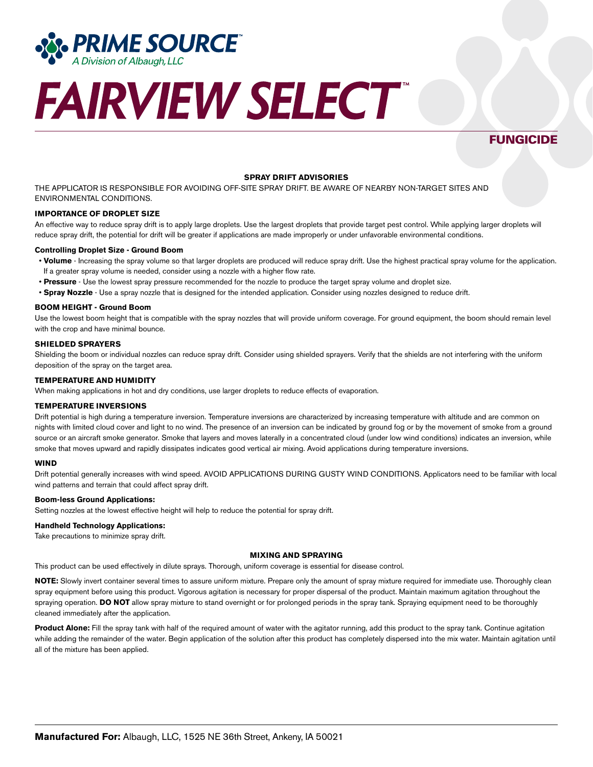# PRIME SOURCE™

*A Division of Albaugh, LLC*

# FAIRVIEW SELECT™

## FUNGICIDE

**SPRAY DRIFT ADVISORIES**

THE APPLICATOR IS RESPONSIBLE FOR AVOIDING OFF-SITE SPRAY DRIFT. BE AWARE OF NEARBY NON-TARGET SITES AND ENVIRONMENTAL CONDITIONS.

**IMPORTANCE OF DROPLET SIZE**

An effective way to reduce spray drift is to apply large droplets. Use the largest droplets that provide target pest control. While applying larger droplets will reduce spray drift, the potential for drift will be greater if applications are made improperly or under unfavorable environmental conditions.

**Controlling Droplet Size - Ground Boom**

- **Volume** - Increasing the spray volume so that larger droplets are produced will reduce spray drift. Use the highest practical spray volume for the application. If a greater spray volume is needed, consider using a nozzle with a higher flow rate.
- **Pressure** - Use the lowest spray pressure recommended for the nozzle to produce the target spray volume and droplet size.
- **Spray Nozzle** - Use a spray nozzle that is designed for the intended application. Consider using nozzles designed to reduce drift.

**BOOM HEIGHT - Ground Boom**

Use the lowest boom height that is compatible with the spray nozzles that will provide uniform coverage. For ground equipment, the boom should remain level with the crop and have minimal bounce.

**SHIELDED SPRAYERS**

Shielding the boom or individual nozzles can reduce spray drift. Consider using shielded sprayers. Verify that the shields are not interfering with the uniform deposition of the spray on the target area.

**TEMPERATURE AND HUMIDITY**

When making applications in hot and dry conditions, use larger droplets to reduce effects of evaporation.

**TEMPERATURE INVERSIONS**

Drift potential is high during a temperature inversion. Temperature inversions are characterized by increasing temperature with altitude and are common on nights with limited cloud cover and light to no wind. The presence of an inversion can be indicated by ground fog or by the movement of smoke from a ground source or an aircraft smoke generator. Smoke that layers and moves laterally in a concentrated cloud (under low wind conditions) indicates an inversion, while smoke that moves upward and rapidly dissipates indicates good vertical air mixing. Avoid applications during temperature inversions.

**WIND**

Drift potential generally increases with wind speed. AVOID APPLICATIONS DURING GUSTY WIND CONDITIONS. Applicators need to be familiar with local wind patterns and terrain that could affect spray drift.

**Boom-less Ground Applications:**

Setting nozzles at the lowest effective height will help to reduce the potential for spray drift.

**Handheld Technology Applications:**

Take precautions to minimize spray drift.

**MIXING AND SPRAYING**

This product can be used effectively in dilute sprays. Thorough, uniform coverage is essential for disease control.

**NOTE:** Slowly invert container several times to assure uniform mixture. Prepare only the amount of spray mixture required for immediate use. Thoroughly clean spray equipment before using this product. Vigorous agitation is necessary for proper dispersal of the product. Maintain maximum agitation throughout the spraying operation. **DO NOT** allow spray mixture to stand overnight or for prolonged periods in the spray tank. Spraying equipment need to be thoroughly cleaned immediately after the application.

**Product Alone:** Fill the spray tank with half of the required amount of water with the agitator running, add this product to the spray tank. Continue agitation while adding the remainder of the water. Begin application of the solution after this product has completely dispersed into the mix water. Maintain agitation until all of the mixture has been applied.

**Manufactured For:** Albaugh, LLC, 1525 NE 36th Street, Ankeny, IA 50021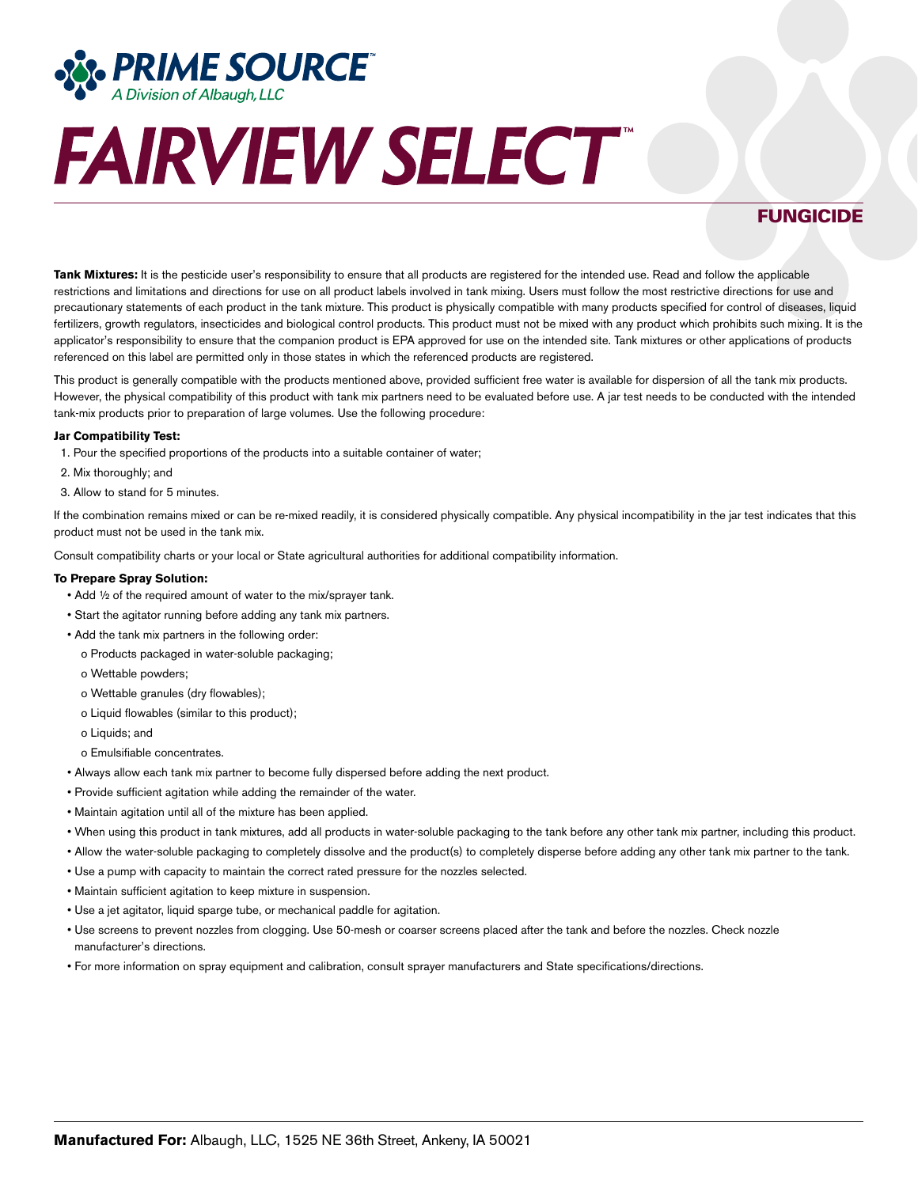**PRIME SOURCE**™
*A Division of Albaugh, LLC*

# FAIRVIEW SELECT™

## FUNGICIDE

**Tank Mixtures:** It is the pesticide user's responsibility to ensure that all products are registered for the intended use. Read and follow the applicable restrictions and limitations and directions for use on all product labels involved in tank mixing. Users must follow the most restrictive directions for use and precautionary statements of each product in the tank mixture. This product is physically compatible with many products specified for control of diseases, liquid fertilizers, growth regulators, insecticides and biological control products. This product must not be mixed with any product which prohibits such mixing. It is the applicator's responsibility to ensure that the companion product is EPA approved for use on the intended site. Tank mixtures or other applications of products referenced on this label are permitted only in those states in which the referenced products are registered.

This product is generally compatible with the products mentioned above, provided sufficient free water is available for dispersion of all the tank mix products. However, the physical compatibility of this product with tank mix partners need to be evaluated before use. A jar test needs to be conducted with the intended tank-mix products prior to preparation of large volumes. Use the following procedure:

**Jar Compatibility Test:**

1. Pour the specified proportions of the products into a suitable container of water;
2. Mix thoroughly; and
3. Allow to stand for 5 minutes.

If the combination remains mixed or can be re-mixed readily, it is considered physically compatible. Any physical incompatibility in the jar test indicates that this product must not be used in the tank mix.

Consult compatibility charts or your local or State agricultural authorities for additional compatibility information.

**To Prepare Spray Solution:**

- Add ½ of the required amount of water to the mix/sprayer tank.
- Start the agitator running before adding any tank mix partners.
- Add the tank mix partners in the following order:
  - o Products packaged in water-soluble packaging;
  - o Wettable powders;
  - o Wettable granules (dry flowables);
  - o Liquid flowables (similar to this product);
  - o Liquids; and
  - o Emulsifiable concentrates.
- Always allow each tank mix partner to become fully dispersed before adding the next product.
- Provide sufficient agitation while adding the remainder of the water.
- Maintain agitation until all of the mixture has been applied.
- When using this product in tank mixtures, add all products in water-soluble packaging to the tank before any other tank mix partner, including this product.
- Allow the water-soluble packaging to completely dissolve and the product(s) to completely disperse before adding any other tank mix partner to the tank.
- Use a pump with capacity to maintain the correct rated pressure for the nozzles selected.
- Maintain sufficient agitation to keep mixture in suspension.
- Use a jet agitator, liquid sparge tube, or mechanical paddle for agitation.
- Use screens to prevent nozzles from clogging. Use 50-mesh or coarser screens placed after the tank and before the nozzles. Check nozzle manufacturer's directions.
- For more information on spray equipment and calibration, consult sprayer manufacturers and State specifications/directions.

**Manufactured For:** Albaugh, LLC, 1525 NE 36th Street, Ankeny, IA 50021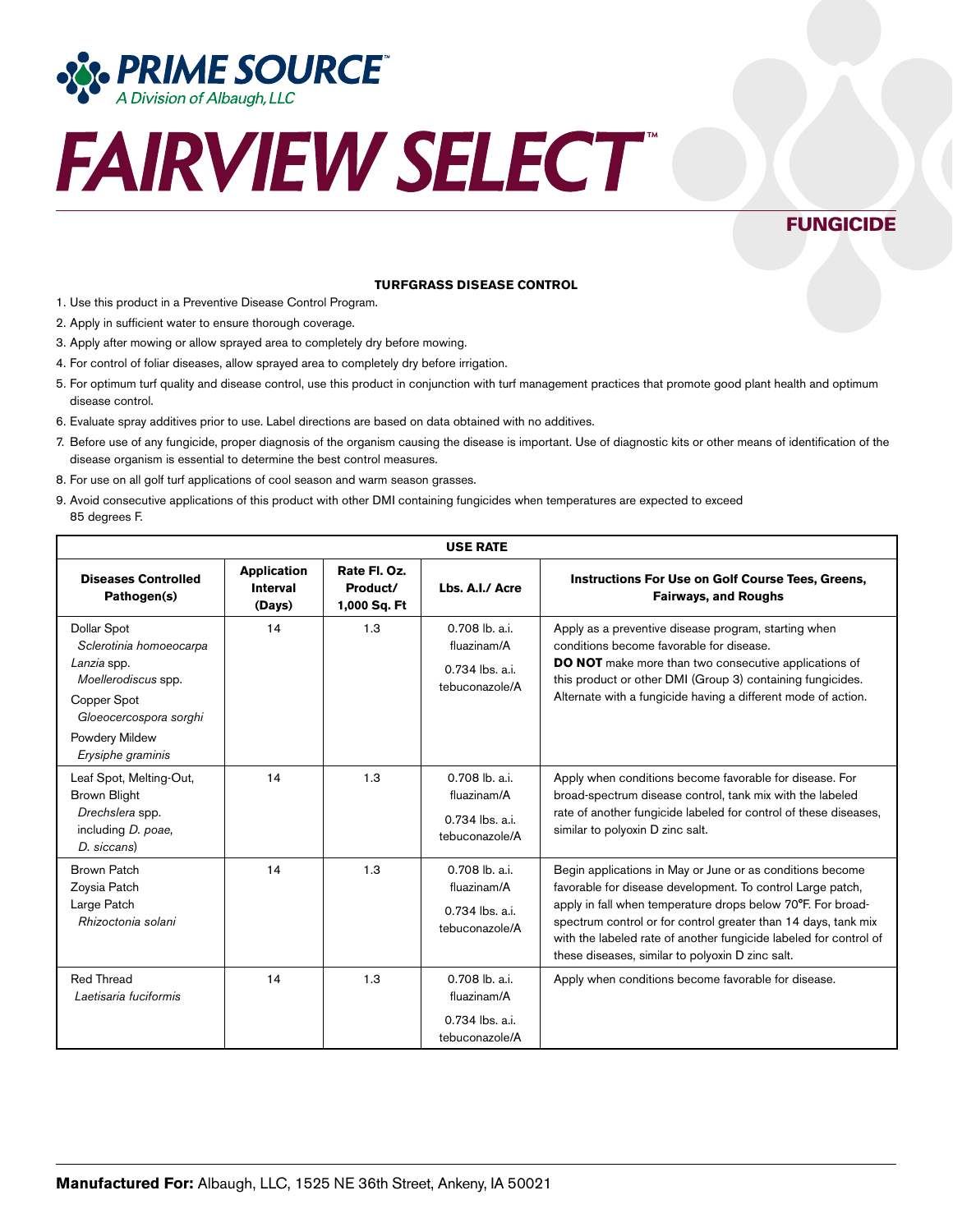# FAIRVIEW SELECT™

**PRIME SOURCE™**
*A Division of Albaugh, LLC*

## FUNGICIDE

### TURFGRASS DISEASE CONTROL

1. Use this product in a Preventive Disease Control Program.
2. Apply in sufficient water to ensure thorough coverage.
3. Apply after mowing or allow sprayed area to completely dry before mowing.
4. For control of foliar diseases, allow sprayed area to completely dry before irrigation.
5. For optimum turf quality and disease control, use this product in conjunction with turf management practices that promote good plant health and optimum disease control.
6. Evaluate spray additives prior to use. Label directions are based on data obtained with no additives.
7. Before use of any fungicide, proper diagnosis of the organism causing the disease is important. Use of diagnostic kits or other means of identification of the disease organism is essential to determine the best control measures.
8. For use on all golf turf applications of cool season and warm season grasses.
9. Avoid consecutive applications of this product with other DMI containing fungicides when temperatures are expected to exceed 85 degrees F.

**USE RATE**

| Diseases Controlled Pathogen(s) | Application Interval (Days) | Rate Fl. Oz. Product/ 1,000 Sq. Ft | Lbs. A.I./ Acre | Instructions For Use on Golf Course Tees, Greens, Fairways, and Roughs |
|---|---|---|---|---|
| Dollar Spot *Sclerotinia homoeocarpa* *Lanzia* spp. *Moellerodiscus* spp. Copper Spot *Gloeocercospora sorghi* Powdery Mildew *Erysiphe graminis* | 14 | 1.3 | 0.708 lb. a.i. fluazinam/A 0.734 lbs. a.i. tebuconazole/A | Apply as a preventive disease program, starting when conditions become favorable for disease. **DO NOT** make more than two consecutive applications of this product or other DMI (Group 3) containing fungicides. Alternate with a fungicide having a different mode of action. |
| Leaf Spot, Melting-Out, Brown Blight *Drechslera* spp. including *D. poae, D. siccans*) | 14 | 1.3 | 0.708 lb. a.i. fluazinam/A 0.734 lbs. a.i. tebuconazole/A | Apply when conditions become favorable for disease. For broad-spectrum disease control, tank mix with the labeled rate of another fungicide labeled for control of these diseases, similar to polyoxin D zinc salt. |
| Brown Patch Zoysia Patch Large Patch *Rhizoctonia solani* | 14 | 1.3 | 0.708 lb. a.i. fluazinam/A 0.734 lbs. a.i. tebuconazole/A | Begin applications in May or June or as conditions become favorable for disease development. To control Large patch, apply in fall when temperature drops below 70°F. For broad-spectrum control or for control greater than 14 days, tank mix with the labeled rate of another fungicide labeled for control of these diseases, similar to polyoxin D zinc salt. |
| Red Thread *Laetisaria fuciformis* | 14 | 1.3 | 0.708 lb. a.i. fluazinam/A 0.734 lbs. a.i. tebuconazole/A | Apply when conditions become favorable for disease. |

**Manufactured For:** Albaugh, LLC, 1525 NE 36th Street, Ankeny, IA 50021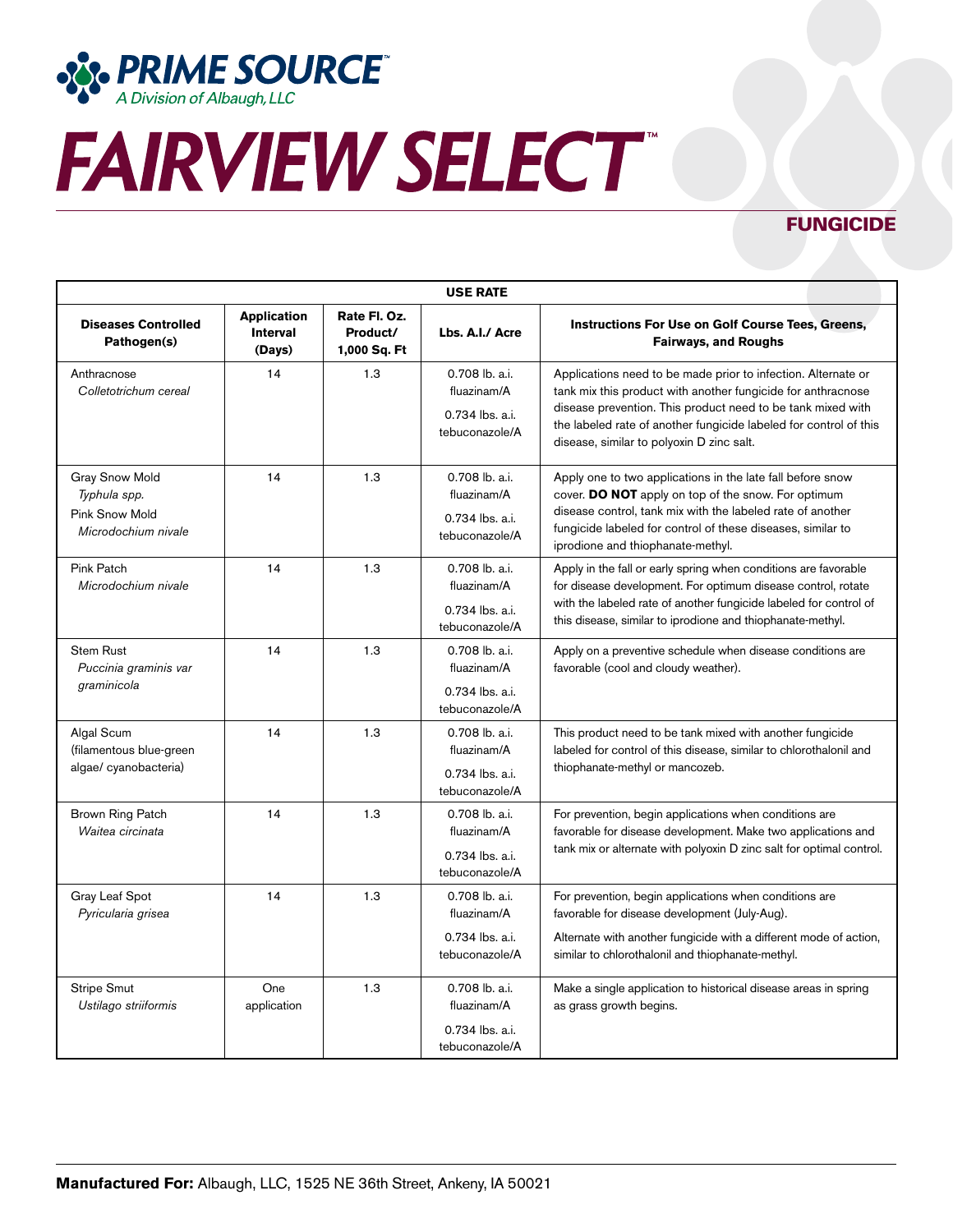**PRIME SOURCE™**
*A Division of Albaugh, LLC*

# FAIRVIEW SELECT™

## FUNGICIDE

| USE RATE | | | | |
|---|---|---|---|---|
| **Diseases Controlled Pathogen(s)** | **Application Interval (Days)** | **Rate Fl. Oz. Product/ 1,000 Sq. Ft** | **Lbs. A.I./ Acre** | **Instructions For Use on Golf Course Tees, Greens, Fairways, and Roughs** |
| Anthracnose *Colletotrichum cereal* | 14 | 1.3 | 0.708 lb. a.i. fluazinam/A 0.734 lbs. a.i. tebuconazole/A | Applications need to be made prior to infection. Alternate or tank mix this product with another fungicide for anthracnose disease prevention. This product need to be tank mixed with the labeled rate of another fungicide labeled for control of this disease, similar to polyoxin D zinc salt. |
| Gray Snow Mold *Typhula spp.* Pink Snow Mold *Microdochium nivale* | 14 | 1.3 | 0.708 lb. a.i. fluazinam/A 0.734 lbs. a.i. tebuconazole/A | Apply one to two applications in the late fall before snow cover. **DO NOT** apply on top of the snow. For optimum disease control, tank mix with the labeled rate of another fungicide labeled for control of these diseases, similar to iprodione and thiophanate-methyl. |
| Pink Patch *Microdochium nivale* | 14 | 1.3 | 0.708 lb. a.i. fluazinam/A 0.734 lbs. a.i. tebuconazole/A | Apply in the fall or early spring when conditions are favorable for disease development. For optimum disease control, rotate with the labeled rate of another fungicide labeled for control of this disease, similar to iprodione and thiophanate-methyl. |
| Stem Rust *Puccinia graminis var graminicola* | 14 | 1.3 | 0.708 lb. a.i. fluazinam/A 0.734 lbs. a.i. tebuconazole/A | Apply on a preventive schedule when disease conditions are favorable (cool and cloudy weather). |
| Algal Scum (filamentous blue-green algae/ cyanobacteria) | 14 | 1.3 | 0.708 lb. a.i. fluazinam/A 0.734 lbs. a.i. tebuconazole/A | This product need to be tank mixed with another fungicide labeled for control of this disease, similar to chlorothalonil and thiophanate-methyl or mancozeb. |
| Brown Ring Patch *Waitea circinata* | 14 | 1.3 | 0.708 lb. a.i. fluazinam/A 0.734 lbs. a.i. tebuconazole/A | For prevention, begin applications when conditions are favorable for disease development. Make two applications and tank mix or alternate with polyoxin D zinc salt for optimal control. |
| Gray Leaf Spot *Pyricularia grisea* | 14 | 1.3 | 0.708 lb. a.i. fluazinam/A 0.734 lbs. a.i. tebuconazole/A | For prevention, begin applications when conditions are favorable for disease development (July-Aug). Alternate with another fungicide with a different mode of action, similar to chlorothalonil and thiophanate-methyl. |
| Stripe Smut *Ustilago striiformis* | One application | 1.3 | 0.708 lb. a.i. fluazinam/A 0.734 lbs. a.i. tebuconazole/A | Make a single application to historical disease areas in spring as grass growth begins. |

**Manufactured For:** Albaugh, LLC, 1525 NE 36th Street, Ankeny, IA 50021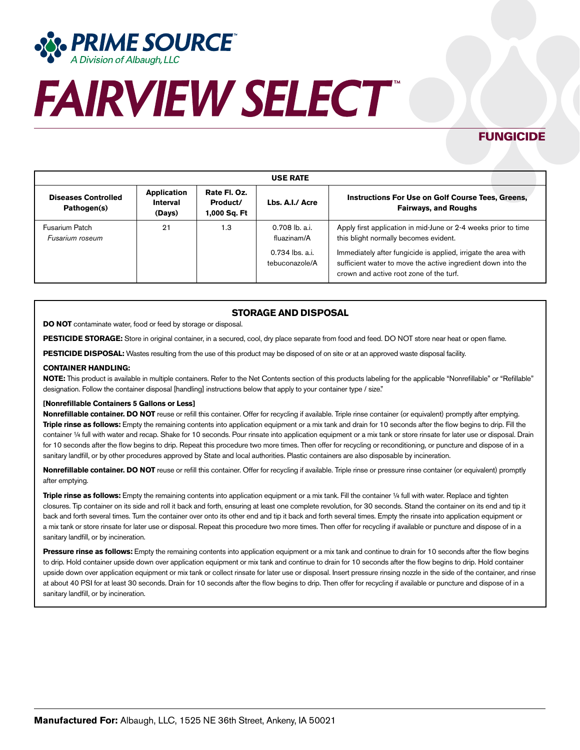**PRIME SOURCE™**
*A Division of Albaugh, LLC*

# FAIRVIEW SELECT™

## FUNGICIDE

| USE RATE | | | | |
|---|---|---|---|---|
| **Diseases Controlled Pathogen(s)** | **Application Interval (Days)** | **Rate Fl. Oz. Product/ 1,000 Sq. Ft** | **Lbs. A.I./ Acre** | **Instructions For Use on Golf Course Tees, Greens, Fairways, and Roughs** |
| Fusarium Patch *Fusarium roseum* | 21 | 1.3 | 0.708 lb. a.i. fluazinam/A<br><br>0.734 lbs. a.i. tebuconazole/A | Apply first application in mid-June or 2-4 weeks prior to time this blight normally becomes evident.<br><br>Immediately after fungicide is applied, irrigate the area with sufficient water to move the active ingredient down into the crown and active root zone of the turf. |

## STORAGE AND DISPOSAL

**DO NOT** contaminate water, food or feed by storage or disposal.

**PESTICIDE STORAGE:** Store in original container, in a secured, cool, dry place separate from food and feed. DO NOT store near heat or open flame.

**PESTICIDE DISPOSAL:** Wastes resulting from the use of this product may be disposed of on site or at an approved waste disposal facility.

**CONTAINER HANDLING:**

**NOTE:** This product is available in multiple containers. Refer to the Net Contents section of this products labeling for the applicable "Nonrefillable" or "Refillable" designation. Follow the container disposal [handling] instructions below that apply to your container type / size."

**[Nonrefillable Containers 5 Gallons or Less]**

**Nonrefillable container. DO NOT** reuse or refill this container. Offer for recycling if available. Triple rinse container (or equivalent) promptly after emptying. **Triple rinse as follows:** Empty the remaining contents into application equipment or a mix tank and drain for 10 seconds after the flow begins to drip. Fill the container ¼ full with water and recap. Shake for 10 seconds. Pour rinsate into application equipment or a mix tank or store rinsate for later use or disposal. Drain for 10 seconds after the flow begins to drip. Repeat this procedure two more times. Then offer for recycling or reconditioning, or puncture and dispose of in a sanitary landfill, or by other procedures approved by State and local authorities. Plastic containers are also disposable by incineration.

**Nonrefillable container. DO NOT** reuse or refill this container. Offer for recycling if available. Triple rinse or pressure rinse container (or equivalent) promptly after emptying.

**Triple rinse as follows:** Empty the remaining contents into application equipment or a mix tank. Fill the container ¼ full with water. Replace and tighten closures. Tip container on its side and roll it back and forth, ensuring at least one complete revolution, for 30 seconds. Stand the container on its end and tip it back and forth several times. Turn the container over onto its other end and tip it back and forth several times. Empty the rinsate into application equipment or a mix tank or store rinsate for later use or disposal. Repeat this procedure two more times. Then offer for recycling if available or puncture and dispose of in a sanitary landfill, or by incineration.

**Pressure rinse as follows:** Empty the remaining contents into application equipment or a mix tank and continue to drain for 10 seconds after the flow begins to drip. Hold container upside down over application equipment or mix tank and continue to drain for 10 seconds after the flow begins to drip. Hold container upside down over application equipment or mix tank or collect rinsate for later use or disposal. Insert pressure rinsing nozzle in the side of the container, and rinse at about 40 PSI for at least 30 seconds. Drain for 10 seconds after the flow begins to drip. Then offer for recycling if available or puncture and dispose of in a sanitary landfill, or by incineration.

**Manufactured For:** Albaugh, LLC, 1525 NE 36th Street, Ankeny, IA 50021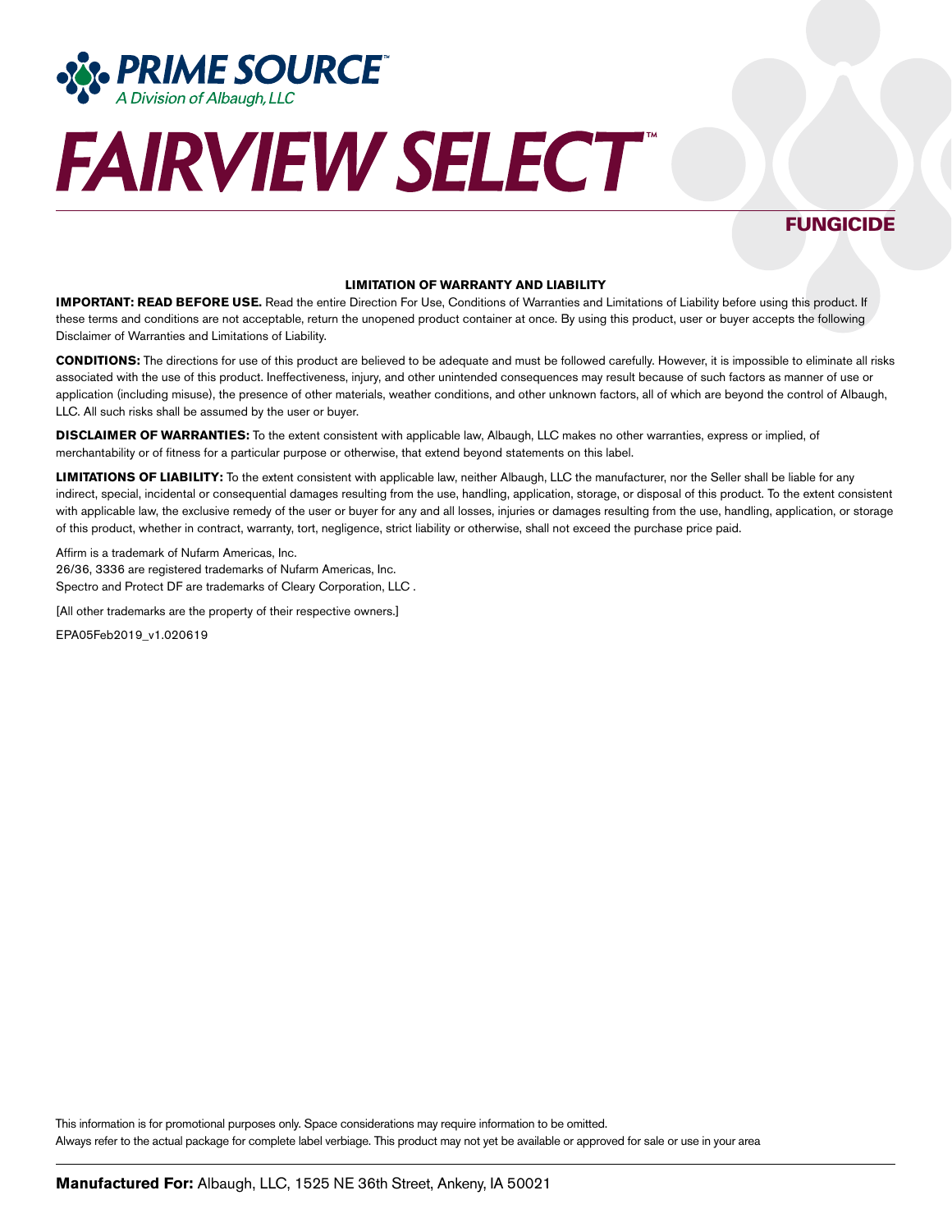**PRIME SOURCE**™
*A Division of Albaugh, LLC*

# FAIRVIEW SELECT™

**FUNGICIDE**

**LIMITATION OF WARRANTY AND LIABILITY**

**IMPORTANT: READ BEFORE USE.** Read the entire Direction For Use, Conditions of Warranties and Limitations of Liability before using this product. If these terms and conditions are not acceptable, return the unopened product container at once. By using this product, user or buyer accepts the following Disclaimer of Warranties and Limitations of Liability.

**CONDITIONS:** The directions for use of this product are believed to be adequate and must be followed carefully. However, it is impossible to eliminate all risks associated with the use of this product. Ineffectiveness, injury, and other unintended consequences may result because of such factors as manner of use or application (including misuse), the presence of other materials, weather conditions, and other unknown factors, all of which are beyond the control of Albaugh, LLC. All such risks shall be assumed by the user or buyer.

**DISCLAIMER OF WARRANTIES:** To the extent consistent with applicable law, Albaugh, LLC makes no other warranties, express or implied, of merchantability or of fitness for a particular purpose or otherwise, that extend beyond statements on this label.

**LIMITATIONS OF LIABILITY:** To the extent consistent with applicable law, neither Albaugh, LLC the manufacturer, nor the Seller shall be liable for any indirect, special, incidental or consequential damages resulting from the use, handling, application, storage, or disposal of this product. To the extent consistent with applicable law, the exclusive remedy of the user or buyer for any and all losses, injuries or damages resulting from the use, handling, application, or storage of this product, whether in contract, warranty, tort, negligence, strict liability or otherwise, shall not exceed the purchase price paid.

Affirm is a trademark of Nufarm Americas, Inc.
26/36, 3336 are registered trademarks of Nufarm Americas, Inc.
Spectro and Protect DF are trademarks of Cleary Corporation, LLC .

[All other trademarks are the property of their respective owners.]

EPA05Feb2019_v1.020619

This information is for promotional purposes only. Space considerations may require information to be omitted.
Always refer to the actual package for complete label verbiage. This product may not yet be available or approved for sale or use in your area

**Manufactured For:** Albaugh, LLC, 1525 NE 36th Street, Ankeny, IA 50021